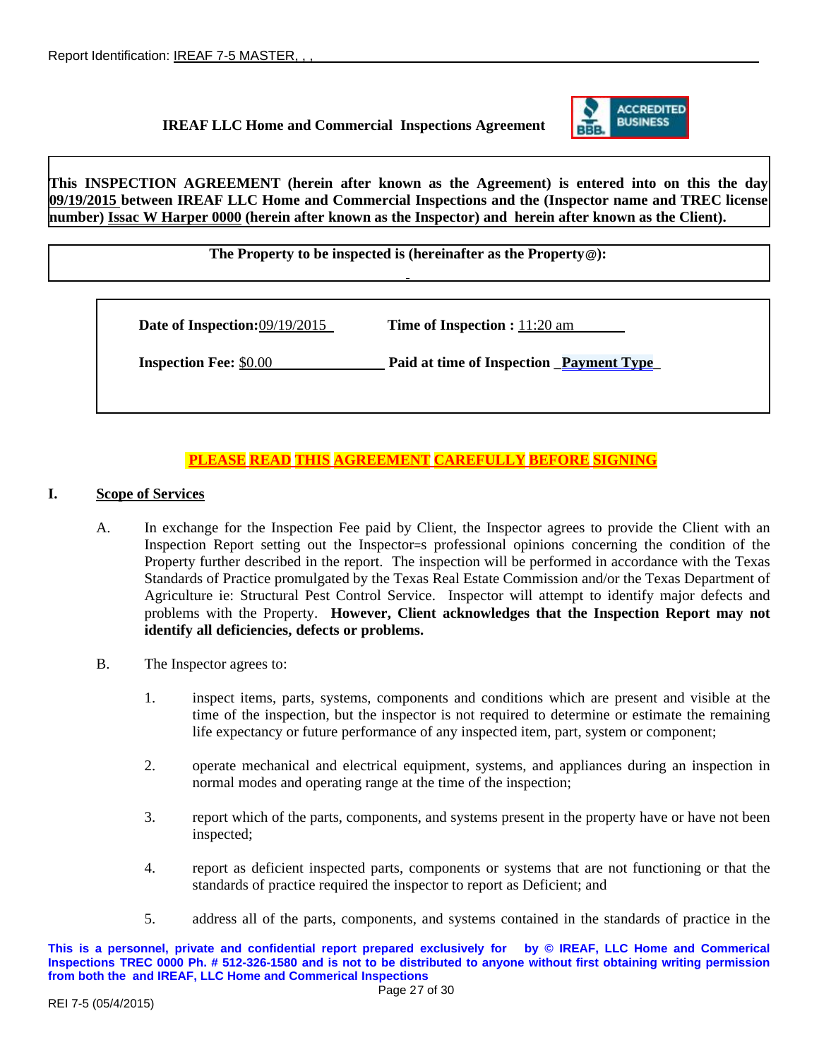Report Identification: IREAF 7-5 MASTER, , ,

**IREAF LLC Home and Commercial Inspections Agreement**

**This INSPECTION AGREEMENT (herein after known as the Agreement) is entered into on this the day 09/19/2015 between IREAF LLC Home and Commercial Inspections and the (Inspector name and TREC license number) Issac W Harper 0000 (herein after known as the Inspector) and herein after known as the Client).**

**The Property to be inspected is (hereinafter as the Property@):**

**Date of Inspection:** 09/19/2015 **Time of Inspection :** 11:20 am

**Inspection Fee:** $0.00 **Paid at time of Inspection** **Payment Type**

**PLEASE READ THIS AGREEMENT CAREFULLY BEFORE SIGNING**

## I. Scope of Services

A. In exchange for the Inspection Fee paid by Client, the Inspector agrees to provide the Client with an Inspection Report setting out the Inspector=s professional opinions concerning the condition of the Property further described in the report. The inspection will be performed in accordance with the Texas Standards of Practice promulgated by the Texas Real Estate Commission and/or the Texas Department of Agriculture ie: Structural Pest Control Service. Inspector will attempt to identify major defects and problems with the Property. **However, Client acknowledges that the Inspection Report may not identify all deficiencies, defects or problems.**

B. The Inspector agrees to:

1. inspect items, parts, systems, components and conditions which are present and visible at the time of the inspection, but the inspector is not required to determine or estimate the remaining life expectancy or future performance of any inspected item, part, system or component;

2. operate mechanical and electrical equipment, systems, and appliances during an inspection in normal modes and operating range at the time of the inspection;

3. report which of the parts, components, and systems present in the property have or have not been inspected;

4. report as deficient inspected parts, components or systems that are not functioning or that the standards of practice required the inspector to report as Deficient; and

5. address all of the parts, components, and systems contained in the standards of practice in the

**This is a personnel, private and confidential report prepared exclusively for by © IREAF, LLC Home and Commerical Inspections TREC 0000 Ph. # 512-326-1580 and is not to be distributed to anyone without first obtaining writing permission from both the and IREAF, LLC Home and Commerical Inspections**

REI 7-5 (05/4/2015)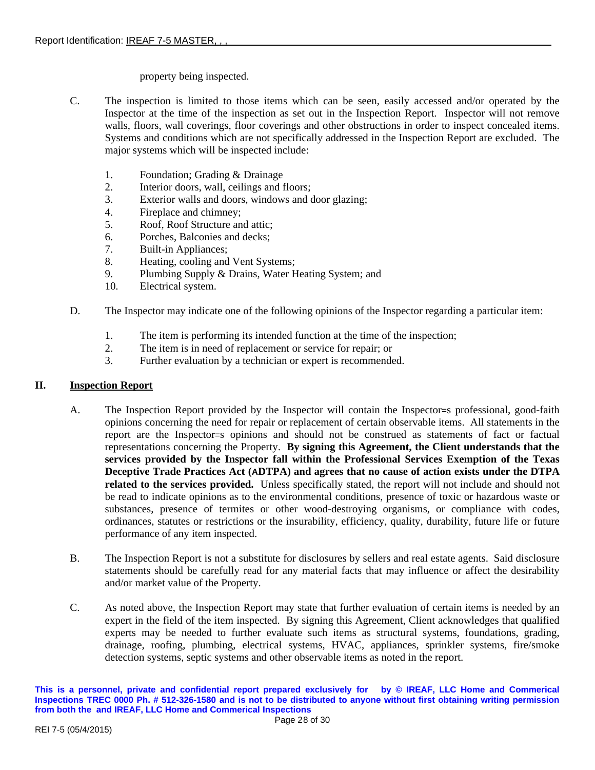property being inspected.

C. The inspection is limited to those items which can be seen, easily accessed and/or operated by the Inspector at the time of the inspection as set out in the Inspection Report. Inspector will not remove walls, floors, wall coverings, floor coverings and other obstructions in order to inspect concealed items. Systems and conditions which are not specifically addressed in the Inspection Report are excluded. The major systems which will be inspected include:

1. Foundation; Grading & Drainage
2. Interior doors, wall, ceilings and floors;
3. Exterior walls and doors, windows and door glazing;
4. Fireplace and chimney;
5. Roof, Roof Structure and attic;
6. Porches, Balconies and decks;
7. Built-in Appliances;
8. Heating, cooling and Vent Systems;
9. Plumbing Supply & Drains, Water Heating System; and
10. Electrical system.

D. The Inspector may indicate one of the following opinions of the Inspector regarding a particular item:

1. The item is performing its intended function at the time of the inspection;
2. The item is in need of replacement or service for repair; or
3. Further evaluation by a technician or expert is recommended.

## II. Inspection Report

A. The Inspection Report provided by the Inspector will contain the Inspector=s professional, good-faith opinions concerning the need for repair or replacement of certain observable items. All statements in the report are the Inspector=s opinions and should not be construed as statements of fact or factual representations concerning the Property. **By signing this Agreement, the Client understands that the services provided by the Inspector fall within the Professional Services Exemption of the Texas Deceptive Trade Practices Act (ADTPA) and agrees that no cause of action exists under the DTPA related to the services provided.** Unless specifically stated, the report will not include and should not be read to indicate opinions as to the environmental conditions, presence of toxic or hazardous waste or substances, presence of termites or other wood-destroying organisms, or compliance with codes, ordinances, statutes or restrictions or the insurability, efficiency, quality, durability, future life or future performance of any item inspected.

B. The Inspection Report is not a substitute for disclosures by sellers and real estate agents. Said disclosure statements should be carefully read for any material facts that may influence or affect the desirability and/or market value of the Property.

C. As noted above, the Inspection Report may state that further evaluation of certain items is needed by an expert in the field of the item inspected. By signing this Agreement, Client acknowledges that qualified experts may be needed to further evaluate such items as structural systems, foundations, grading, drainage, roofing, plumbing, electrical systems, HVAC, appliances, sprinkler systems, fire/smoke detection systems, septic systems and other observable items as noted in the report.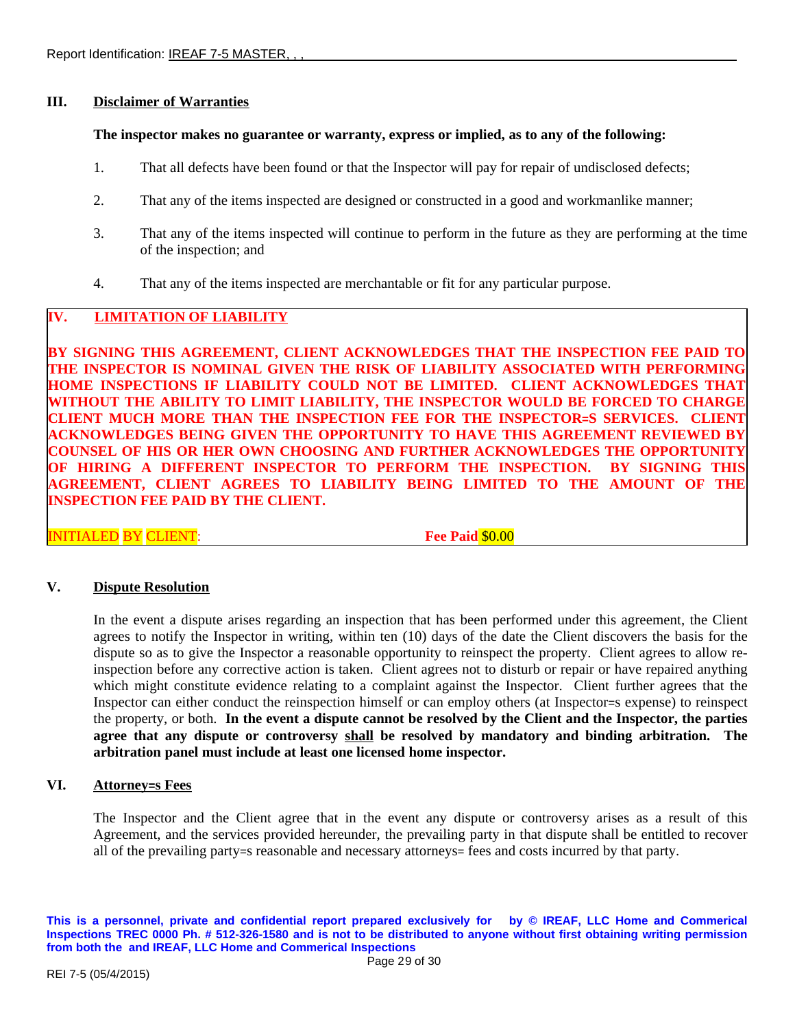## III. Disclaimer of Warranties

**The inspector makes no guarantee or warranty, express or implied, as to any of the following:**

1. That all defects have been found or that the Inspector will pay for repair of undisclosed defects;
2. That any of the items inspected are designed or constructed in a good and workmanlike manner;
3. That any of the items inspected will continue to perform in the future as they are performing at the time of the inspection; and
4. That any of the items inspected are merchantable or fit for any particular purpose.

## IV. LIMITATION OF LIABILITY

**BY SIGNING THIS AGREEMENT, CLIENT ACKNOWLEDGES THAT THE INSPECTION FEE PAID TO THE INSPECTOR IS NOMINAL GIVEN THE RISK OF LIABILITY ASSOCIATED WITH PERFORMING HOME INSPECTIONS IF LIABILITY COULD NOT BE LIMITED. CLIENT ACKNOWLEDGES THAT WITHOUT THE ABILITY TO LIMIT LIABILITY, THE INSPECTOR WOULD BE FORCED TO CHARGE CLIENT MUCH MORE THAN THE INSPECTION FEE FOR THE INSPECTOR=S SERVICES. CLIENT ACKNOWLEDGES BEING GIVEN THE OPPORTUNITY TO HAVE THIS AGREEMENT REVIEWED BY COUNSEL OF HIS OR HER OWN CHOOSING AND FURTHER ACKNOWLEDGES THE OPPORTUNITY OF HIRING A DIFFERENT INSPECTOR TO PERFORM THE INSPECTION. BY SIGNING THIS AGREEMENT, CLIENT AGREES TO LIABILITY BEING LIMITED TO THE AMOUNT OF THE INSPECTION FEE PAID BY THE CLIENT.**

INITIALED BY CLIENT: **Fee Paid** $0.00

## V. Dispute Resolution

In the event a dispute arises regarding an inspection that has been performed under this agreement, the Client agrees to notify the Inspector in writing, within ten (10) days of the date the Client discovers the basis for the dispute so as to give the Inspector a reasonable opportunity to reinspect the property. Client agrees to allow re-inspection before any corrective action is taken. Client agrees not to disturb or repair or have repaired anything which might constitute evidence relating to a complaint against the Inspector. Client further agrees that the Inspector can either conduct the reinspection himself or can employ others (at Inspector=s expense) to reinspect the property, or both. **In the event a dispute cannot be resolved by the Client and the Inspector, the parties agree that any dispute or controversy <u>shall</u> be resolved by mandatory and binding arbitration. The arbitration panel must include at least one licensed home inspector.**

## VI. Attorney=s Fees

The Inspector and the Client agree that in the event any dispute or controversy arises as a result of this Agreement, and the services provided hereunder, the prevailing party in that dispute shall be entitled to recover all of the prevailing party=s reasonable and necessary attorneys= fees and costs incurred by that party.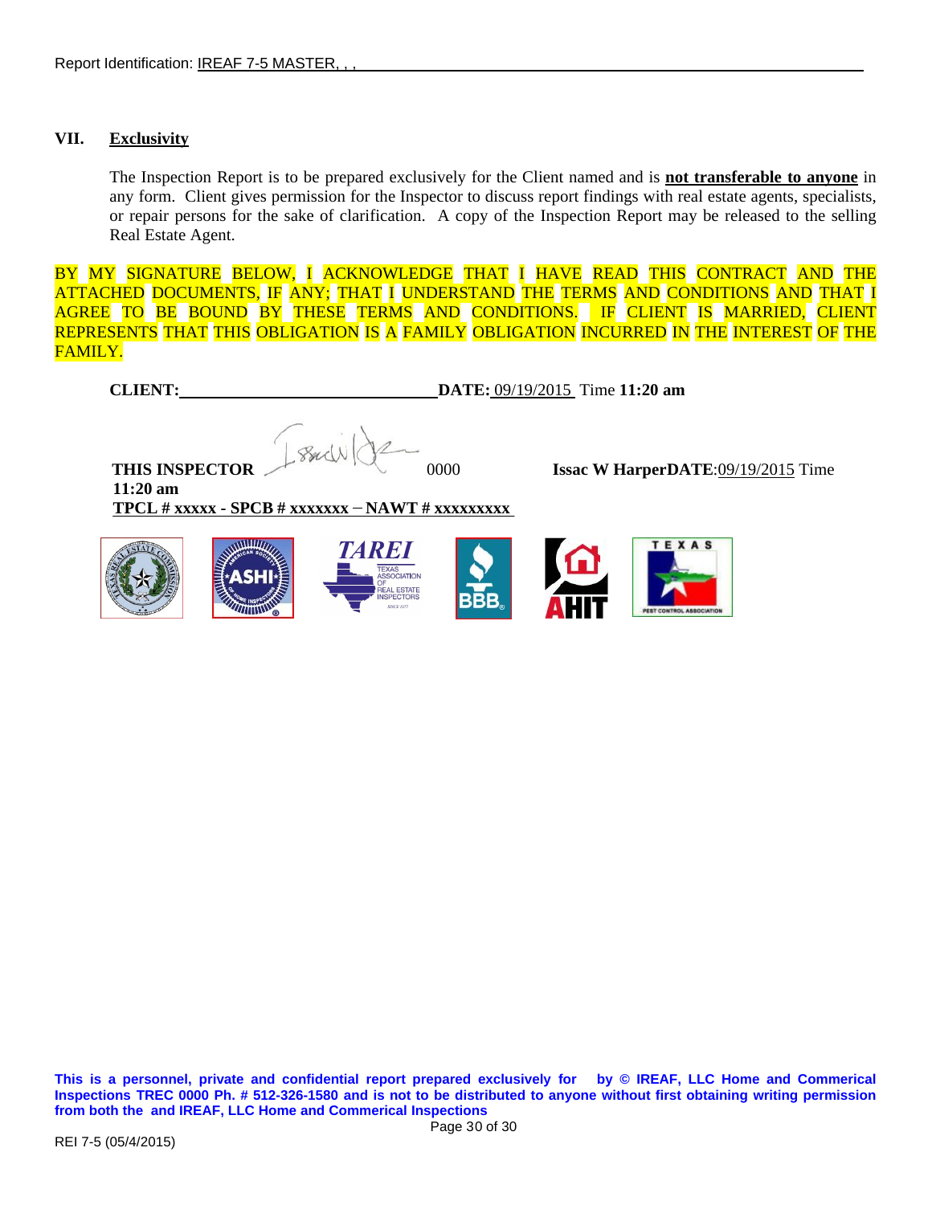Report Identification: IREAF 7-5 MASTER, , ,

## VII. Exclusivity

The Inspection Report is to be prepared exclusively for the Client named and is **not transferable to anyone** in any form. Client gives permission for the Inspector to discuss report findings with real estate agents, specialists, or repair persons for the sake of clarification. A copy of the Inspection Report may be released to the selling Real Estate Agent.

BY MY SIGNATURE BELOW, I ACKNOWLEDGE THAT I HAVE READ THIS CONTRACT AND THE ATTACHED DOCUMENTS, IF ANY; THAT I UNDERSTAND THE TERMS AND CONDITIONS AND THAT I AGREE TO BE BOUND BY THESE TERMS AND CONDITIONS. IF CLIENT IS MARRIED, CLIENT REPRESENTS THAT THIS OBLIGATION IS A FAMILY OBLIGATION INCURRED IN THE INTEREST OF THE FAMILY.

**CLIENT:**\_\_\_\_\_\_\_\_\_\_\_\_\_\_\_\_\_\_\_\_\_\_\_\_\_\_\_\_\_\_ **DATE:** 09/19/2015 Time **11:20 am**

**THIS INSPECTOR** 0000 **Issac W HarperDATE**:09/19/2015 Time **11:20 am**

**TPCL # xxxxx - SPCB # xxxxxxx – NAWT # xxxxxxxxx**

**This is a personnel, private and confidential report prepared exclusively for by © IREAF, LLC Home and Commerical Inspections TREC 0000 Ph. # 512-326-1580 and is not to be distributed to anyone without first obtaining writing permission from both the and IREAF, LLC Home and Commerical Inspections**

REI 7-5 (05/4/2015)